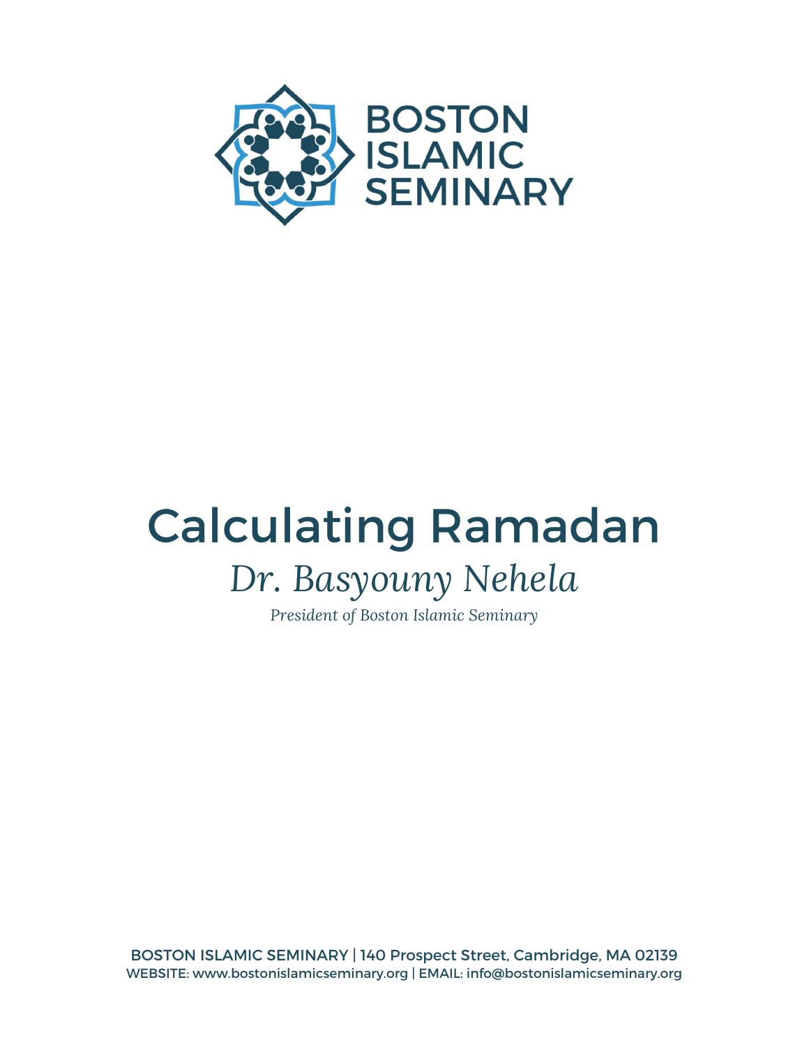BOSTON ISLAMIC SEMINARY

# Calculating Ramadan

## *Dr. Basyouny Nehela*

*President of Boston Islamic Seminary*

BOSTON ISLAMIC SEMINARY | 140 Prospect Street, Cambridge, MA 02139
WEBSITE: www.bostonislamicseminary.org | EMAIL: info@bostonislamicseminary.org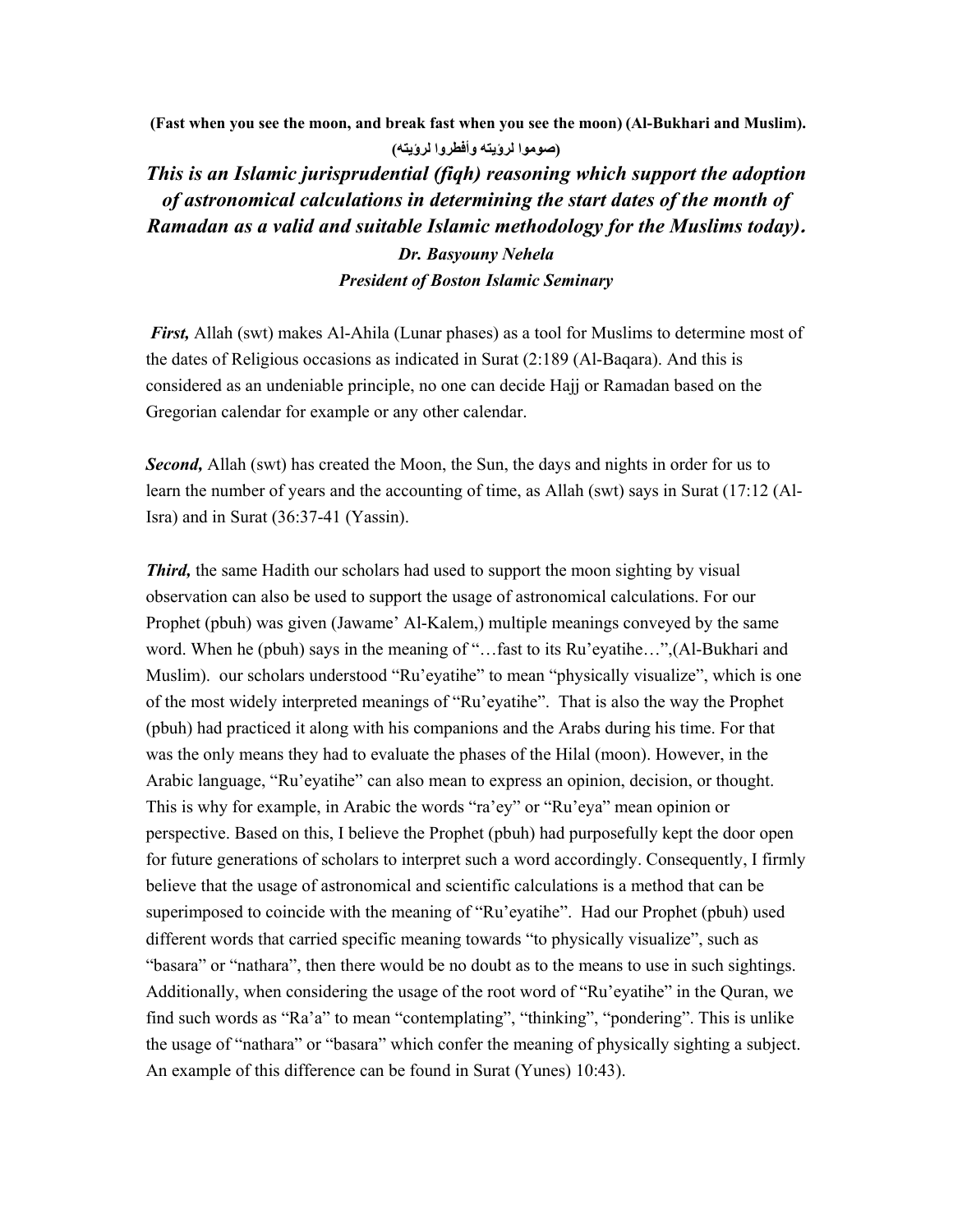**(Fast when you see the moon, and break fast when you see the moon) (Al-Bukhari and Muslim).**

**(صوموا لرؤيته وأفطروا لرؤيته)**

***This is an Islamic jurisprudential (fiqh) reasoning which support the adoption of astronomical calculations in determining the start dates of the month of Ramadan as a valid and suitable Islamic methodology for the Muslims today).***

***Dr. Basyouny Nehela***

***President of Boston Islamic Seminary***

***First,*** Allah (swt) makes Al-Ahila (Lunar phases) as a tool for Muslims to determine most of the dates of Religious occasions as indicated in Surat (2:189 (Al-Baqara). And this is considered as an undeniable principle, no one can decide Hajj or Ramadan based on the Gregorian calendar for example or any other calendar.

***Second,*** Allah (swt) has created the Moon, the Sun, the days and nights in order for us to learn the number of years and the accounting of time, as Allah (swt) says in Surat (17:12 (Al-Isra) and in Surat (36:37-41 (Yassin).

***Third,*** the same Hadith our scholars had used to support the moon sighting by visual observation can also be used to support the usage of astronomical calculations. For our Prophet (pbuh) was given (Jawame' Al-Kalem,) multiple meanings conveyed by the same word. When he (pbuh) says in the meaning of "…fast to its Ru'eyatihe…",(Al-Bukhari and Muslim). our scholars understood "Ru'eyatihe" to mean "physically visualize", which is one of the most widely interpreted meanings of "Ru'eyatihe". That is also the way the Prophet (pbuh) had practiced it along with his companions and the Arabs during his time. For that was the only means they had to evaluate the phases of the Hilal (moon). However, in the Arabic language, "Ru'eyatihe" can also mean to express an opinion, decision, or thought. This is why for example, in Arabic the words "ra'ey" or "Ru'eya" mean opinion or perspective. Based on this, I believe the Prophet (pbuh) had purposefully kept the door open for future generations of scholars to interpret such a word accordingly. Consequently, I firmly believe that the usage of astronomical and scientific calculations is a method that can be superimposed to coincide with the meaning of "Ru'eyatihe". Had our Prophet (pbuh) used different words that carried specific meaning towards "to physically visualize", such as "basara" or "nathara", then there would be no doubt as to the means to use in such sightings. Additionally, when considering the usage of the root word of "Ru'eyatihe" in the Quran, we find such words as "Ra'a" to mean "contemplating", "thinking", "pondering". This is unlike the usage of "nathara" or "basara" which confer the meaning of physically sighting a subject. An example of this difference can be found in Surat (Yunes) 10:43).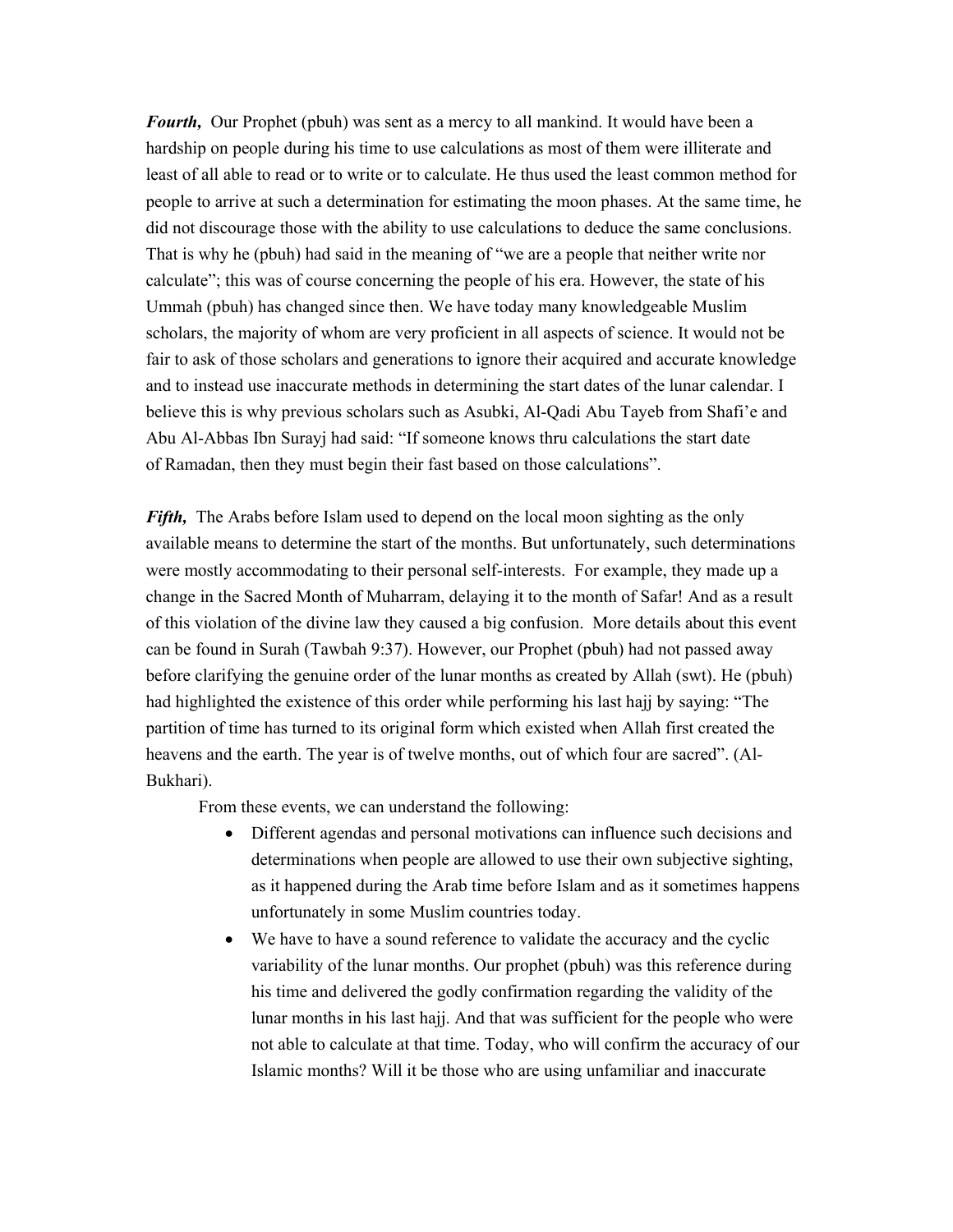***Fourth,*** Our Prophet (pbuh) was sent as a mercy to all mankind. It would have been a hardship on people during his time to use calculations as most of them were illiterate and least of all able to read or to write or to calculate. He thus used the least common method for people to arrive at such a determination for estimating the moon phases. At the same time, he did not discourage those with the ability to use calculations to deduce the same conclusions. That is why he (pbuh) had said in the meaning of "we are a people that neither write nor calculate"; this was of course concerning the people of his era. However, the state of his Ummah (pbuh) has changed since then. We have today many knowledgeable Muslim scholars, the majority of whom are very proficient in all aspects of science. It would not be fair to ask of those scholars and generations to ignore their acquired and accurate knowledge and to instead use inaccurate methods in determining the start dates of the lunar calendar. I believe this is why previous scholars such as Asubki, Al-Qadi Abu Tayeb from Shafi'e and Abu Al-Abbas Ibn Surayj had said: "If someone knows thru calculations the start date of Ramadan, then they must begin their fast based on those calculations".

***Fifth,*** The Arabs before Islam used to depend on the local moon sighting as the only available means to determine the start of the months. But unfortunately, such determinations were mostly accommodating to their personal self-interests. For example, they made up a change in the Sacred Month of Muharram, delaying it to the month of Safar! And as a result of this violation of the divine law they caused a big confusion. More details about this event can be found in Surah (Tawbah 9:37). However, our Prophet (pbuh) had not passed away before clarifying the genuine order of the lunar months as created by Allah (swt). He (pbuh) had highlighted the existence of this order while performing his last hajj by saying: "The partition of time has turned to its original form which existed when Allah first created the heavens and the earth. The year is of twelve months, out of which four are sacred". (Al-Bukhari).

From these events, we can understand the following:

- Different agendas and personal motivations can influence such decisions and determinations when people are allowed to use their own subjective sighting, as it happened during the Arab time before Islam and as it sometimes happens unfortunately in some Muslim countries today.
- We have to have a sound reference to validate the accuracy and the cyclic variability of the lunar months. Our prophet (pbuh) was this reference during his time and delivered the godly confirmation regarding the validity of the lunar months in his last hajj. And that was sufficient for the people who were not able to calculate at that time. Today, who will confirm the accuracy of our Islamic months? Will it be those who are using unfamiliar and inaccurate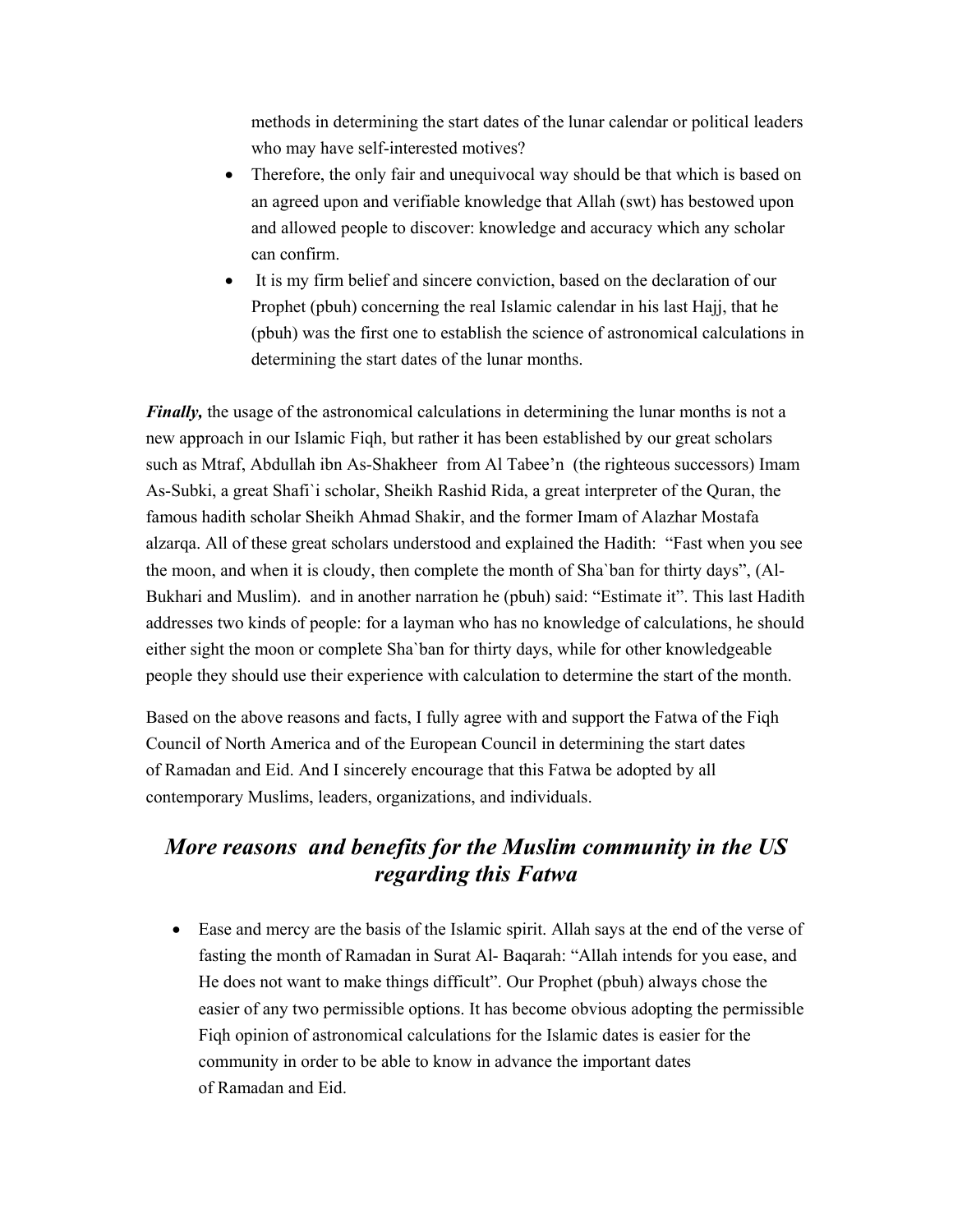methods in determining the start dates of the lunar calendar or political leaders who may have self-interested motives?

- Therefore, the only fair and unequivocal way should be that which is based on an agreed upon and verifiable knowledge that Allah (swt) has bestowed upon and allowed people to discover: knowledge and accuracy which any scholar can confirm.
- It is my firm belief and sincere conviction, based on the declaration of our Prophet (pbuh) concerning the real Islamic calendar in his last Hajj, that he (pbuh) was the first one to establish the science of astronomical calculations in determining the start dates of the lunar months.

***Finally,*** the usage of the astronomical calculations in determining the lunar months is not a new approach in our Islamic Fiqh, but rather it has been established by our great scholars such as Mtraf, Abdullah ibn As-Shakheer from Al Tabee'n (the righteous successors) Imam As-Subki, a great Shafi`i scholar, Sheikh Rashid Rida, a great interpreter of the Quran, the famous hadith scholar Sheikh Ahmad Shakir, and the former Imam of Alazhar Mostafa alzarqa. All of these great scholars understood and explained the Hadith: "Fast when you see the moon, and when it is cloudy, then complete the month of Sha`ban for thirty days", (Al-Bukhari and Muslim). and in another narration he (pbuh) said: "Estimate it". This last Hadith addresses two kinds of people: for a layman who has no knowledge of calculations, he should either sight the moon or complete Sha`ban for thirty days, while for other knowledgeable people they should use their experience with calculation to determine the start of the month.

Based on the above reasons and facts, I fully agree with and support the Fatwa of the Fiqh Council of North America and of the European Council in determining the start dates of Ramadan and Eid. And I sincerely encourage that this Fatwa be adopted by all contemporary Muslims, leaders, organizations, and individuals.

## *More reasons and benefits for the Muslim community in the US regarding this Fatwa*

- Ease and mercy are the basis of the Islamic spirit. Allah says at the end of the verse of fasting the month of Ramadan in Surat Al- Baqarah: "Allah intends for you ease, and He does not want to make things difficult". Our Prophet (pbuh) always chose the easier of any two permissible options. It has become obvious adopting the permissible Fiqh opinion of astronomical calculations for the Islamic dates is easier for the community in order to be able to know in advance the important dates of Ramadan and Eid.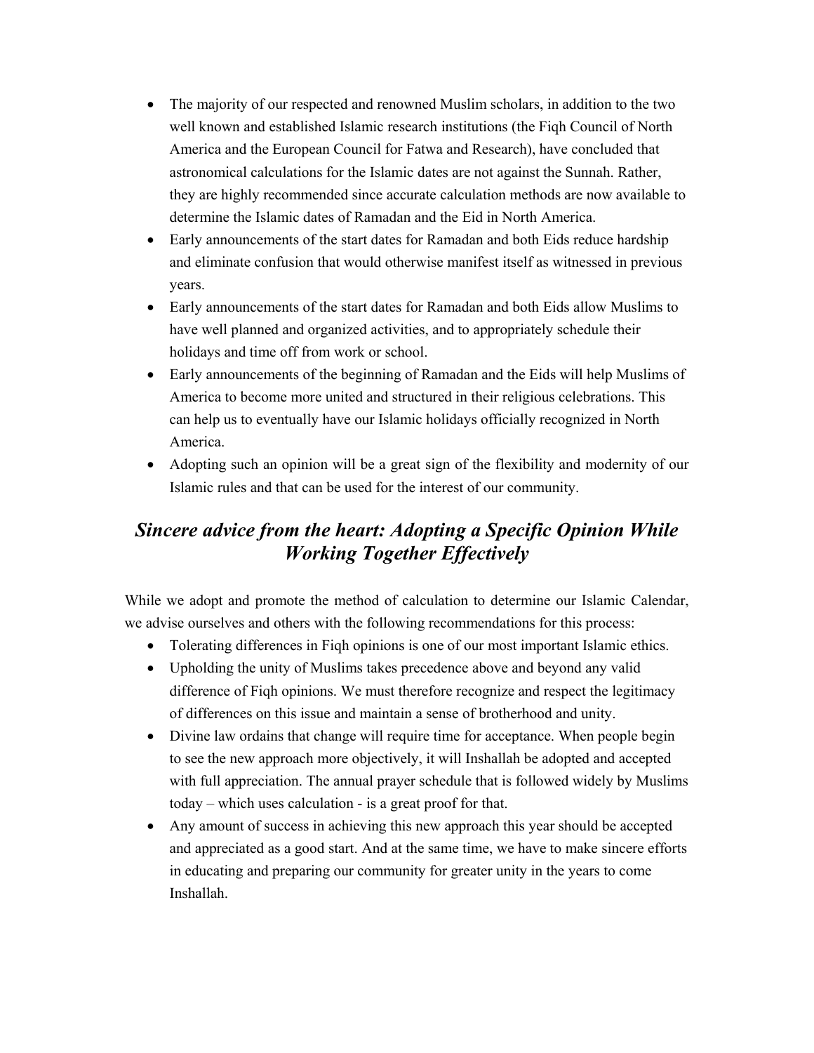- The majority of our respected and renowned Muslim scholars, in addition to the two well known and established Islamic research institutions (the Fiqh Council of North America and the European Council for Fatwa and Research), have concluded that astronomical calculations for the Islamic dates are not against the Sunnah. Rather, they are highly recommended since accurate calculation methods are now available to determine the Islamic dates of Ramadan and the Eid in North America.
- Early announcements of the start dates for Ramadan and both Eids reduce hardship and eliminate confusion that would otherwise manifest itself as witnessed in previous years.
- Early announcements of the start dates for Ramadan and both Eids allow Muslims to have well planned and organized activities, and to appropriately schedule their holidays and time off from work or school.
- Early announcements of the beginning of Ramadan and the Eids will help Muslims of America to become more united and structured in their religious celebrations. This can help us to eventually have our Islamic holidays officially recognized in North America.
- Adopting such an opinion will be a great sign of the flexibility and modernity of our Islamic rules and that can be used for the interest of our community.

## *Sincere advice from the heart: Adopting a Specific Opinion While Working Together Effectively*

While we adopt and promote the method of calculation to determine our Islamic Calendar, we advise ourselves and others with the following recommendations for this process:

- Tolerating differences in Fiqh opinions is one of our most important Islamic ethics.
- Upholding the unity of Muslims takes precedence above and beyond any valid difference of Fiqh opinions. We must therefore recognize and respect the legitimacy of differences on this issue and maintain a sense of brotherhood and unity.
- Divine law ordains that change will require time for acceptance. When people begin to see the new approach more objectively, it will Inshallah be adopted and accepted with full appreciation. The annual prayer schedule that is followed widely by Muslims today – which uses calculation - is a great proof for that.
- Any amount of success in achieving this new approach this year should be accepted and appreciated as a good start. And at the same time, we have to make sincere efforts in educating and preparing our community for greater unity in the years to come Inshallah.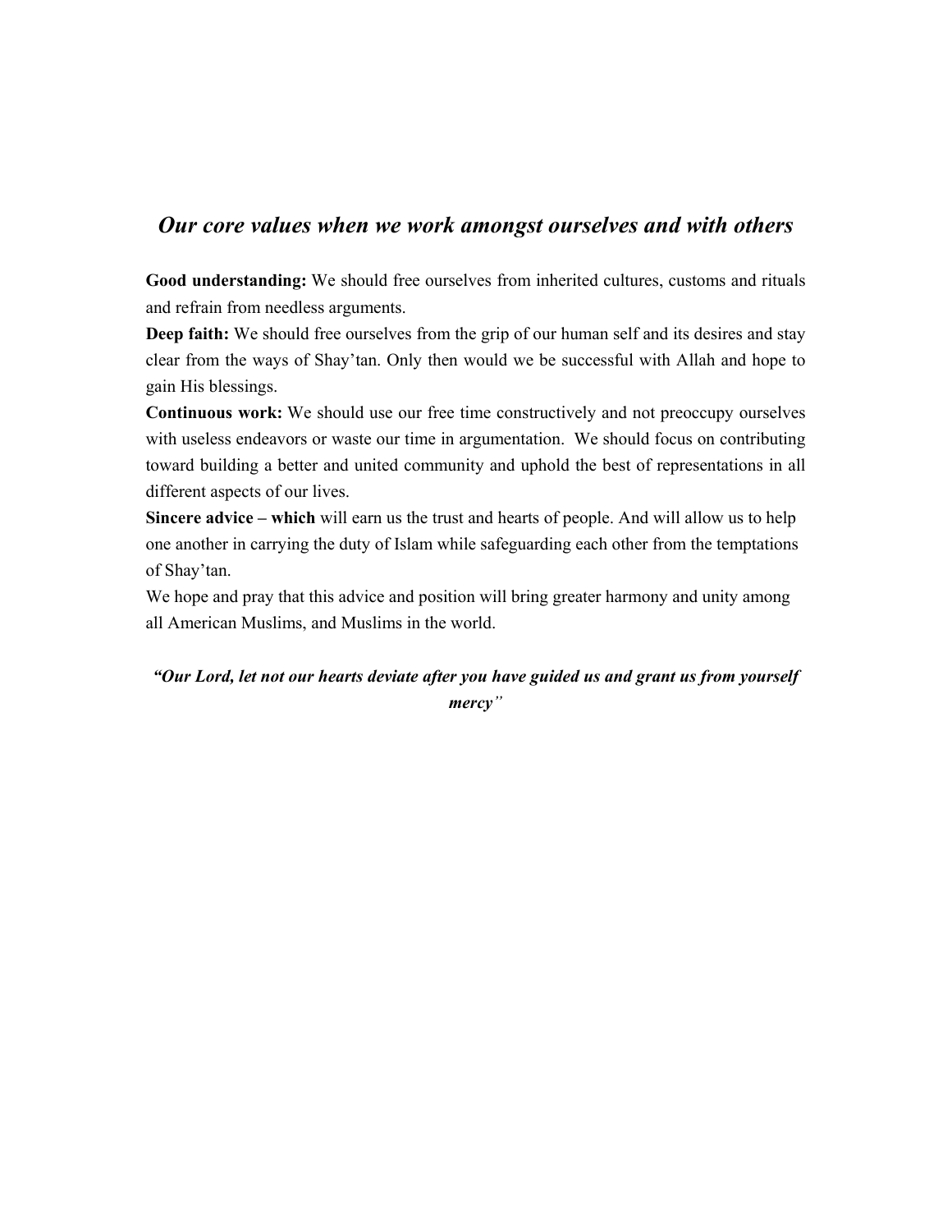## *Our core values when we work amongst ourselves and with others*

**Good understanding:** We should free ourselves from inherited cultures, customs and rituals and refrain from needless arguments.

**Deep faith:** We should free ourselves from the grip of our human self and its desires and stay clear from the ways of Shay'tan. Only then would we be successful with Allah and hope to gain His blessings.

**Continuous work:** We should use our free time constructively and not preoccupy ourselves with useless endeavors or waste our time in argumentation. We should focus on contributing toward building a better and united community and uphold the best of representations in all different aspects of our lives.

**Sincere advice – which** will earn us the trust and hearts of people. And will allow us to help one another in carrying the duty of Islam while safeguarding each other from the temptations of Shay'tan.

We hope and pray that this advice and position will bring greater harmony and unity among all American Muslims, and Muslims in the world.

***"Our Lord, let not our hearts deviate after you have guided us and grant us from yourself mercy"***